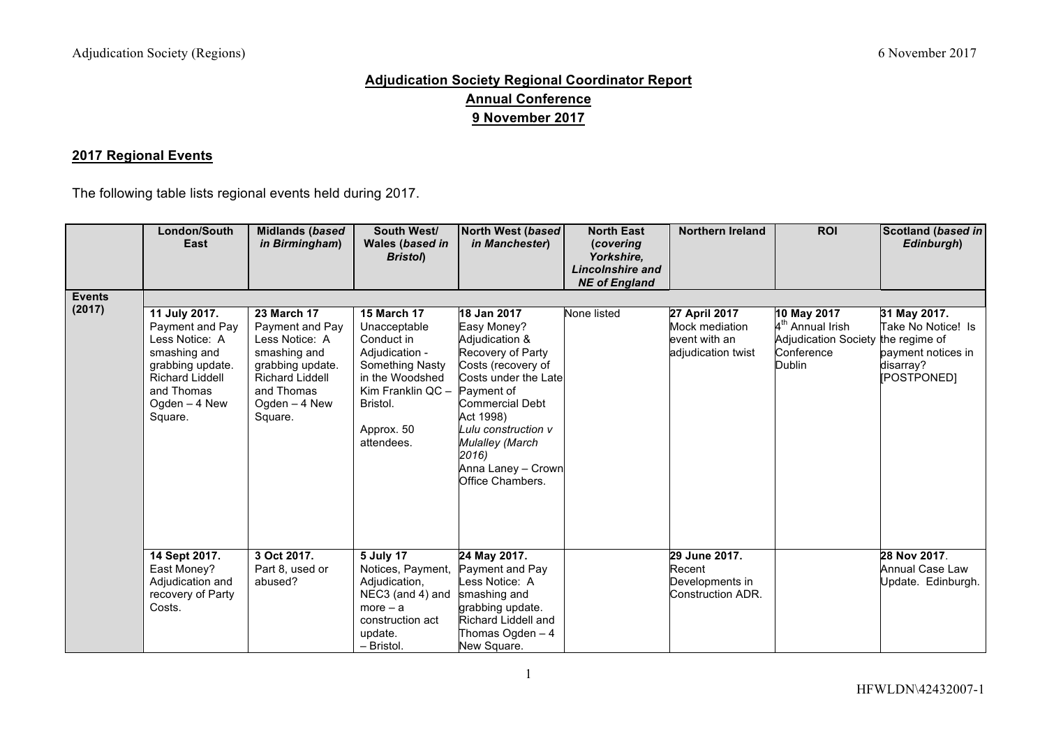# Adjudication Society Regional Coordinator Report

## Annual Conference

## 9 November 2017

## 2017 Regional Events

The following table lists regional events held during 2017.

| | London/South East | Midlands (*based in Birmingham*) | South West/ Wales (*based in Bristol*) | North West (*based in Manchester*) | North East (*covering Yorkshire, Lincolnshire and NE of England*) | Northern Ireland | ROI | Scotland (*based in Edinburgh*) |
|---|---|---|---|---|---|---|---|---|
| **Events (2017)** | | | | | | | | |
| | **11 July 2017.** Payment and Pay Less Notice: A smashing and grabbing update. Richard Liddell and Thomas Ogden – 4 New Square. | **23 March 17** Payment and Pay Less Notice: A smashing and grabbing update. Richard Liddell and Thomas Ogden – 4 New Square. | **15 March 17** Unacceptable Conduct in Adjudication - Something Nasty in the Woodshed Kim Franklin QC – Bristol. Approx. 50 attendees. | **18 Jan 2017** Easy Money? Adjudication & Recovery of Party Costs (recovery of Costs under the Late Payment of Commercial Debt Act 1998) *Lulu construction v Mulalley (March 2016)* Anna Laney – Crown Office Chambers. | None listed | **27 April 2017** Mock mediation event with an adjudication twist | **10 May 2017** 4th Annual Irish Adjudication Society Conference Dublin | **31 May 2017.** Take No Notice! Is the regime of payment notices in disarray? [POSTPONED] |
| | **14 Sept 2017.** East Money? Adjudication and recovery of Party Costs. | **3 Oct 2017.** Part 8, used or abused? | **5 July 17** Notices, Payment, Adjudication, NEC3 (and 4) and more – a construction act update. – Bristol. | **24 May 2017.** Payment and Pay Less Notice: A smashing and grabbing update. Richard Liddell and Thomas Ogden – 4 New Square. | | **29 June 2017.** Recent Developments in Construction ADR. | | **28 Nov 2017**. Annual Case Law Update. Edinburgh. |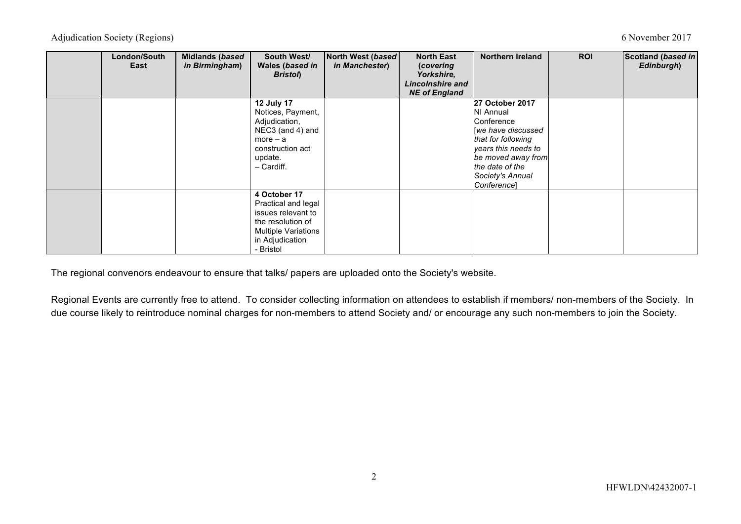| | London/South East | Midlands (*based in Birmingham*) | South West/ Wales (*based in Bristol*) | North West (*based in Manchester*) | North East (*covering Yorkshire, Lincolnshire and NE of England*) | Northern Ireland | ROI | Scotland (*based in Edinburgh*) |
|---|---|---|---|---|---|---|---|---|
| | | | **12 July 17** Notices, Payment, Adjudication, NEC3 (and 4) and more – a construction act update. – Cardiff. | | | **27 October 2017** NI Annual Conference [*we have discussed that for following years this needs to be moved away from the date of the Society's Annual Conference*] | | |
| | | | **4 October 17** Practical and legal issues relevant to the resolution of Multiple Variations in Adjudication - Bristol | | | | | |

The regional convenors endeavour to ensure that talks/ papers are uploaded onto the Society's website.

Regional Events are currently free to attend. To consider collecting information on attendees to establish if members/ non-members of the Society. In due course likely to reintroduce nominal charges for non-members to attend Society and/ or encourage any such non-members to join the Society.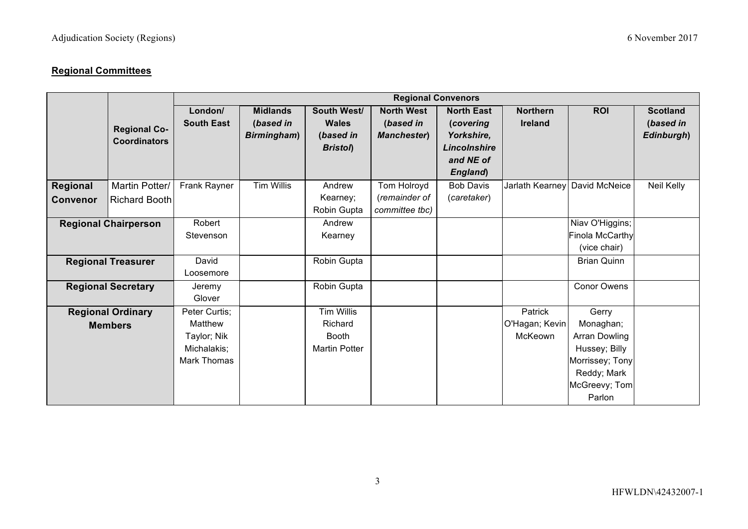## **Regional Committees**

| | | Regional Convenors | | | | | | | |
|---|---|---|---|---|---|---|---|---|---|
| | **Regional Co-Coordinators** | **London/ South East** | **Midlands (*based in Birmingham*)** | **South West/ Wales (*based in Bristol*)** | **North West (*based in Manchester*)** | **North East (*covering Yorkshire, Lincolnshire and NE of England*)** | **Northern Ireland** | **ROI** | **Scotland (*based in Edinburgh*)** |
| **Regional Convenor** | Martin Potter/ Richard Booth | Frank Rayner | Tim Willis | Andrew Kearney; Robin Gupta | Tom Holroyd (*remainder of committee tbc*) | Bob Davis (*caretaker*) | Jarlath Kearney | David McNeice | Neil Kelly |
| **Regional Chairperson** | | Robert Stevenson | | Andrew Kearney | | | | Niav O'Higgins; Finola McCarthy (vice chair) | |
| **Regional Treasurer** | | David Loosemore | | Robin Gupta | | | | Brian Quinn | |
| **Regional Secretary** | | Jeremy Glover | | Robin Gupta | | | | Conor Owens | |
| **Regional Ordinary Members** | | Peter Curtis; Matthew Taylor; Nik Michalakis; Mark Thomas | | Tim Willis Richard Booth Martin Potter | | | Patrick O'Hagan; Kevin McKeown | Gerry Monaghan; Arran Dowling Hussey; Billy Morrissey; Tony Reddy; Mark McGreevy; Tom Parlon | |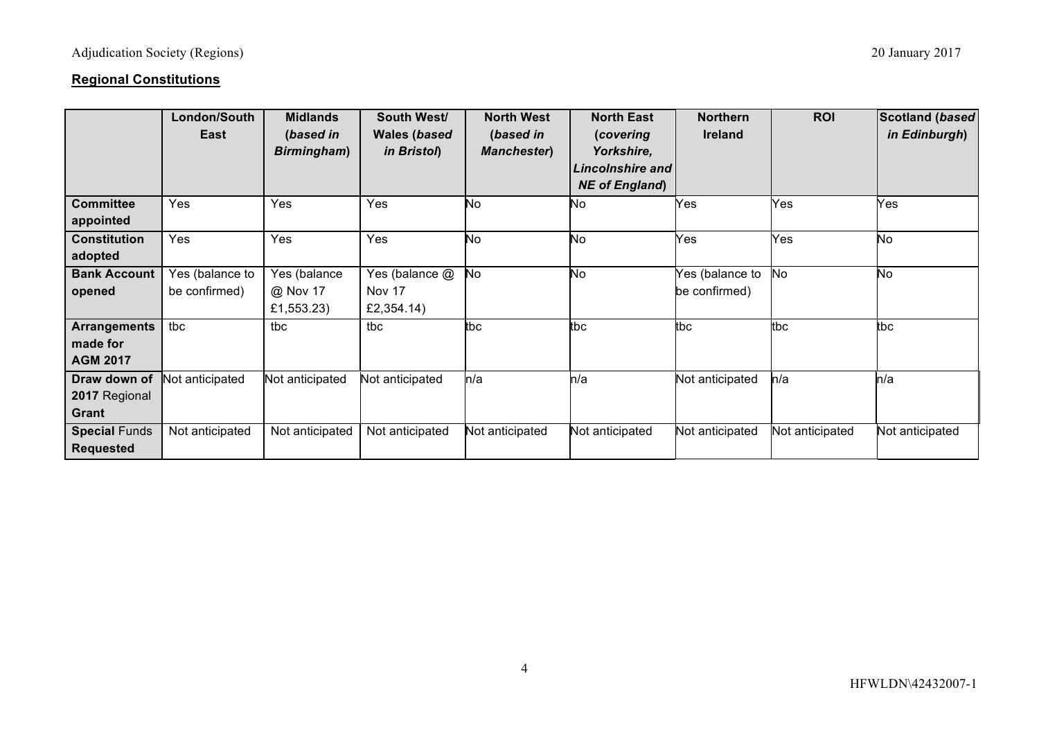## **Regional Constitutions**

| | **London/South East** | **Midlands (*based in Birmingham*)** | **South West/ Wales (*based in Bristol*)** | **North West (*based in Manchester*)** | **North East (*covering Yorkshire, Lincolnshire and NE of England*)** | **Northern Ireland** | **ROI** | **Scotland (*based in Edinburgh*)** |
|---|---|---|---|---|---|---|---|---|
| **Committee appointed** | Yes | Yes | Yes | No | No | Yes | Yes | Yes |
| **Constitution adopted** | Yes | Yes | Yes | No | No | Yes | Yes | No |
| **Bank Account opened** | Yes (balance to be confirmed) | Yes (balance @ Nov 17 £1,553.23) | Yes (balance @ Nov 17 £2,354.14) | No | No | Yes (balance to be confirmed) | No | No |
| **Arrangements made for AGM 2017** | tbc | tbc | tbc | tbc | tbc | tbc | tbc | tbc |
| **Draw down of 2017** Regional **Grant** | Not anticipated | Not anticipated | Not anticipated | n/a | n/a | Not anticipated | n/a | n/a |
| **Special** Funds **Requested** | Not anticipated | Not anticipated | Not anticipated | Not anticipated | Not anticipated | Not anticipated | Not anticipated | Not anticipated |